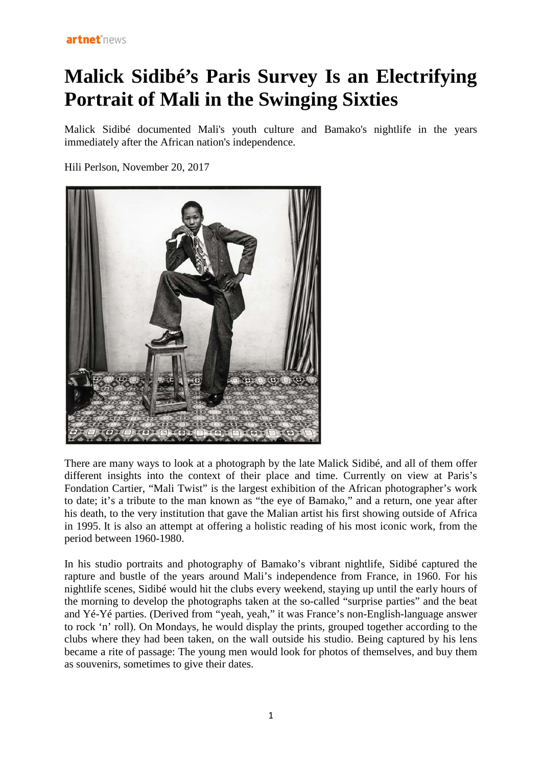artnet news

# Malick Sidibé's Paris Survey Is an Electrifying Portrait of Mali in the Swinging Sixties

Malick Sidibé documented Mali's youth culture and Bamako's nightlife in the years immediately after the African nation's independence.

Hili Perlson, November 20, 2017

There are many ways to look at a photograph by the late Malick Sidibé, and all of them offer different insights into the context of their place and time. Currently on view at Paris's Fondation Cartier, "Mali Twist" is the largest exhibition of the African photographer's work to date; it's a tribute to the man known as "the eye of Bamako," and a return, one year after his death, to the very institution that gave the Malian artist his first showing outside of Africa in 1995. It is also an attempt at offering a holistic reading of his most iconic work, from the period between 1960-1980.

In his studio portraits and photography of Bamako's vibrant nightlife, Sidibé captured the rapture and bustle of the years around Mali's independence from France, in 1960. For his nightlife scenes, Sidibé would hit the clubs every weekend, staying up until the early hours of the morning to develop the photographs taken at the so-called "surprise parties" and the beat and Yé-Yé parties. (Derived from "yeah, yeah," it was France's non-English-language answer to rock 'n' roll). On Mondays, he would display the prints, grouped together according to the clubs where they had been taken, on the wall outside his studio. Being captured by his lens became a rite of passage: The young men would look for photos of themselves, and buy them as souvenirs, sometimes to give their dates.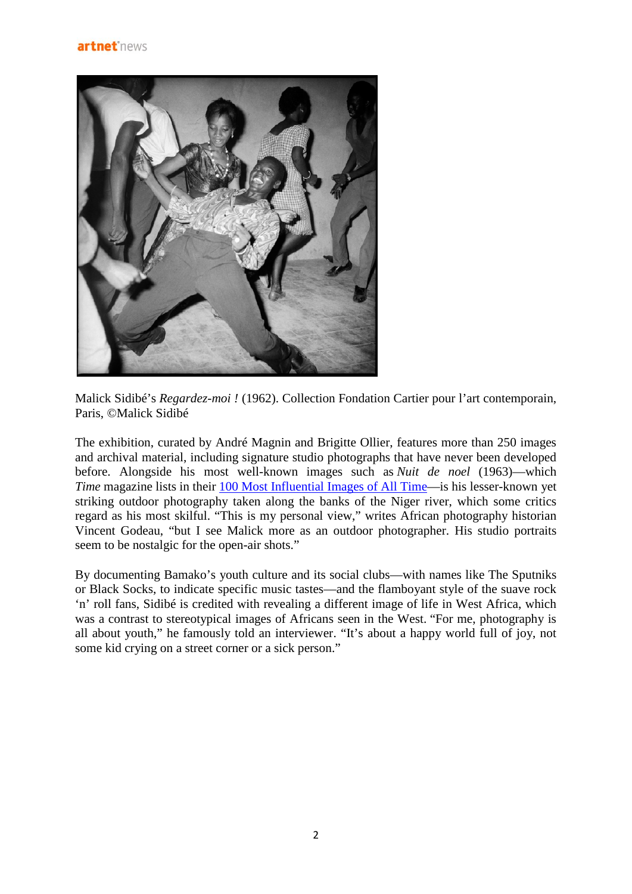Malick Sidibé's *Regardez-moi !* (1962). Collection Fondation Cartier pour l'art contemporain, Paris, ©Malick Sidibé

The exhibition, curated by André Magnin and Brigitte Ollier, features more than 250 images and archival material, including signature studio photographs that have never been developed before. Alongside his most well-known images such as *Nuit de noel* (1963)—which *Time* magazine lists in their [100 Most Influential Images of All Time]—is his lesser-known yet striking outdoor photography taken along the banks of the Niger river, which some critics regard as his most skilful. "This is my personal view," writes African photography historian Vincent Godeau, "but I see Malick more as an outdoor photographer. His studio portraits seem to be nostalgic for the open-air shots."

By documenting Bamako's youth culture and its social clubs—with names like The Sputniks or Black Socks, to indicate specific music tastes—and the flamboyant style of the suave rock 'n' roll fans, Sidibé is credited with revealing a different image of life in West Africa, which was a contrast to stereotypical images of Africans seen in the West. "For me, photography is all about youth," he famously told an interviewer. "It's about a happy world full of joy, not some kid crying on a street corner or a sick person."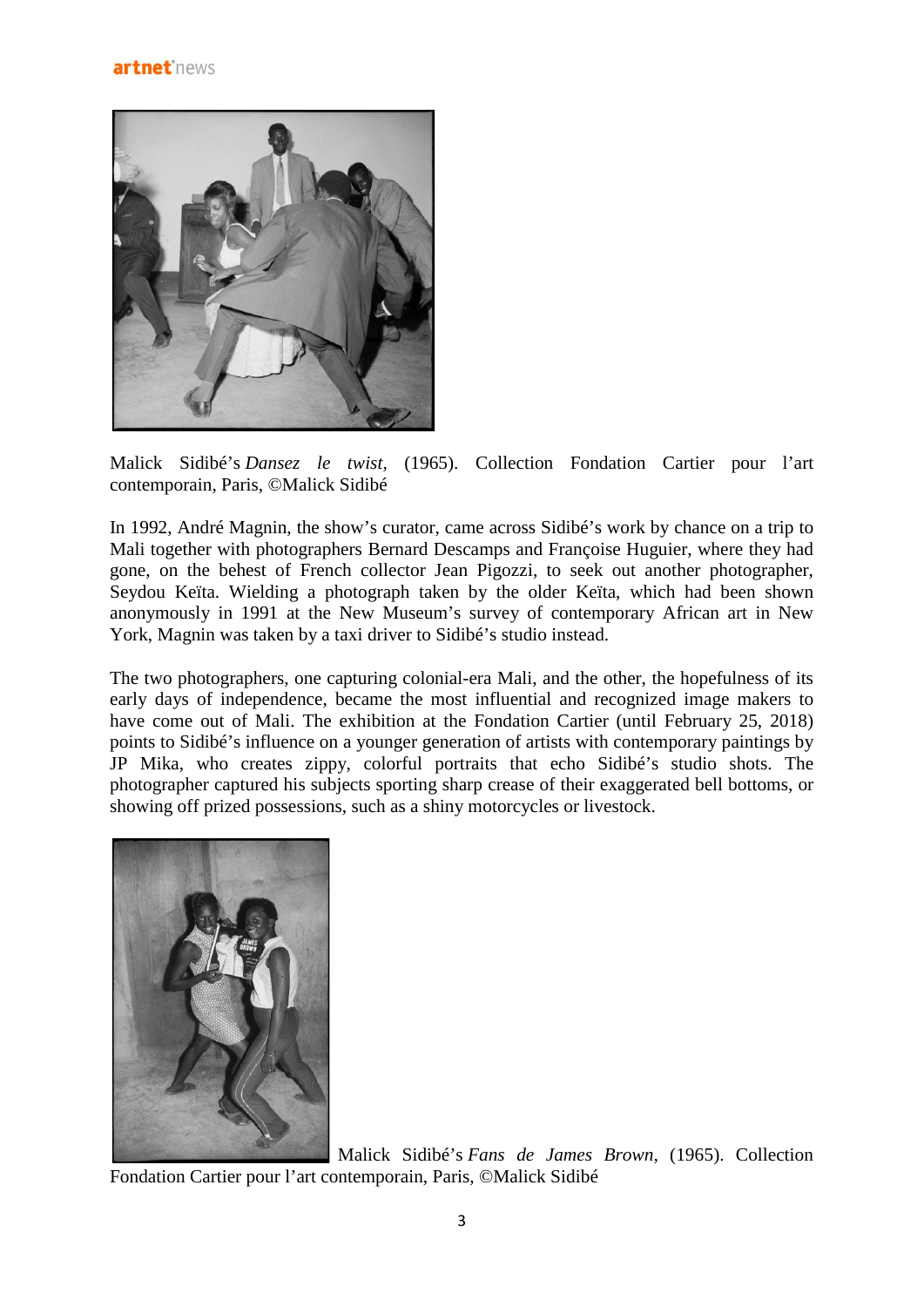Malick Sidibé's *Dansez le twist*, (1965). Collection Fondation Cartier pour l'art contemporain, Paris, ©Malick Sidibé

In 1992, André Magnin, the show's curator, came across Sidibé's work by chance on a trip to Mali together with photographers Bernard Descamps and Françoise Huguier, where they had gone, on the behest of French collector Jean Pigozzi, to seek out another photographer, Seydou Keïta. Wielding a photograph taken by the older Keïta, which had been shown anonymously in 1991 at the New Museum's survey of contemporary African art in New York, Magnin was taken by a taxi driver to Sidibé's studio instead.

The two photographers, one capturing colonial-era Mali, and the other, the hopefulness of its early days of independence, became the most influential and recognized image makers to have come out of Mali. The exhibition at the Fondation Cartier (until February 25, 2018) points to Sidibé's influence on a younger generation of artists with contemporary paintings by JP Mika, who creates zippy, colorful portraits that echo Sidibé's studio shots. The photographer captured his subjects sporting sharp crease of their exaggerated bell bottoms, or showing off prized possessions, such as a shiny motorcycles or livestock.

Malick Sidibé's *Fans de James Brown*, (1965). Collection Fondation Cartier pour l'art contemporain, Paris, ©Malick Sidibé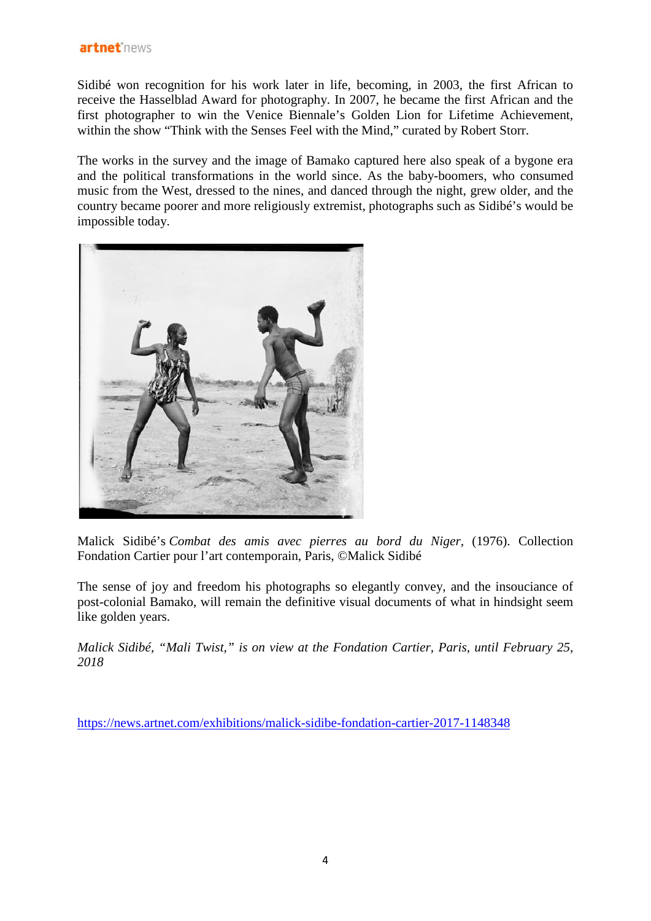Sidibé won recognition for his work later in life, becoming, in 2003, the first African to receive the Hasselblad Award for photography. In 2007, he became the first African and the first photographer to win the Venice Biennale's Golden Lion for Lifetime Achievement, within the show "Think with the Senses Feel with the Mind," curated by Robert Storr.

The works in the survey and the image of Bamako captured here also speak of a bygone era and the political transformations in the world since. As the baby-boomers, who consumed music from the West, dressed to the nines, and danced through the night, grew older, and the country became poorer and more religiously extremist, photographs such as Sidibé's would be impossible today.

Malick Sidibé's *Combat des amis avec pierres au bord du Niger*, (1976). Collection Fondation Cartier pour l'art contemporain, Paris, ©Malick Sidibé

The sense of joy and freedom his photographs so elegantly convey, and the insouciance of post-colonial Bamako, will remain the definitive visual documents of what in hindsight seem like golden years.

*Malick Sidibé, "Mali Twist," is on view at the Fondation Cartier, Paris, until February 25, 2018*

https://news.artnet.com/exhibitions/malick-sidibe-fondation-cartier-2017-1148348